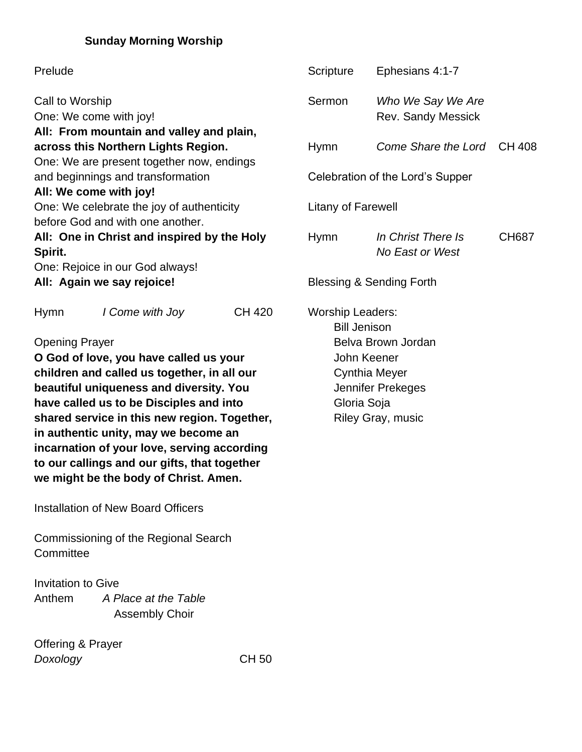## Sunday Morning Worship

Prelude

Call to Worship
One: We come with joy!
**All: From mountain and valley and plain, across this Northern Lights Region.**
One: We are present together now, endings and beginnings and transformation
**All: We come with joy!**
One: We celebrate the joy of authenticity before God and with one another.
**All: One in Christ and inspired by the Holy Spirit.**
One: Rejoice in our God always!
**All: Again we say rejoice!**

Hymn *I Come with Joy* CH 420

Opening Prayer
**O God of love, you have called us your children and called us together, in all our beautiful uniqueness and diversity. You have called us to be Disciples and into shared service in this new region. Together, in authentic unity, may we become an incarnation of your love, serving according to our callings and our gifts, that together we might be the body of Christ. Amen.**

Installation of New Board Officers

Commissioning of the Regional Search Committee

Invitation to Give
Anthem *A Place at the Table*
Assembly Choir

Offering & Prayer
*Doxology* CH 50

Scripture Ephesians 4:1-7

Sermon *Who We Say We Are*
Rev. Sandy Messick

Hymn *Come Share the Lord* CH 408

Celebration of the Lord's Supper

Litany of Farewell

Hymn *In Christ There Is No East or West* CH687

Blessing & Sending Forth

Worship Leaders:
Bill Jenison
Belva Brown Jordan
John Keener
Cynthia Meyer
Jennifer Prekeges
Gloria Soja
Riley Gray, music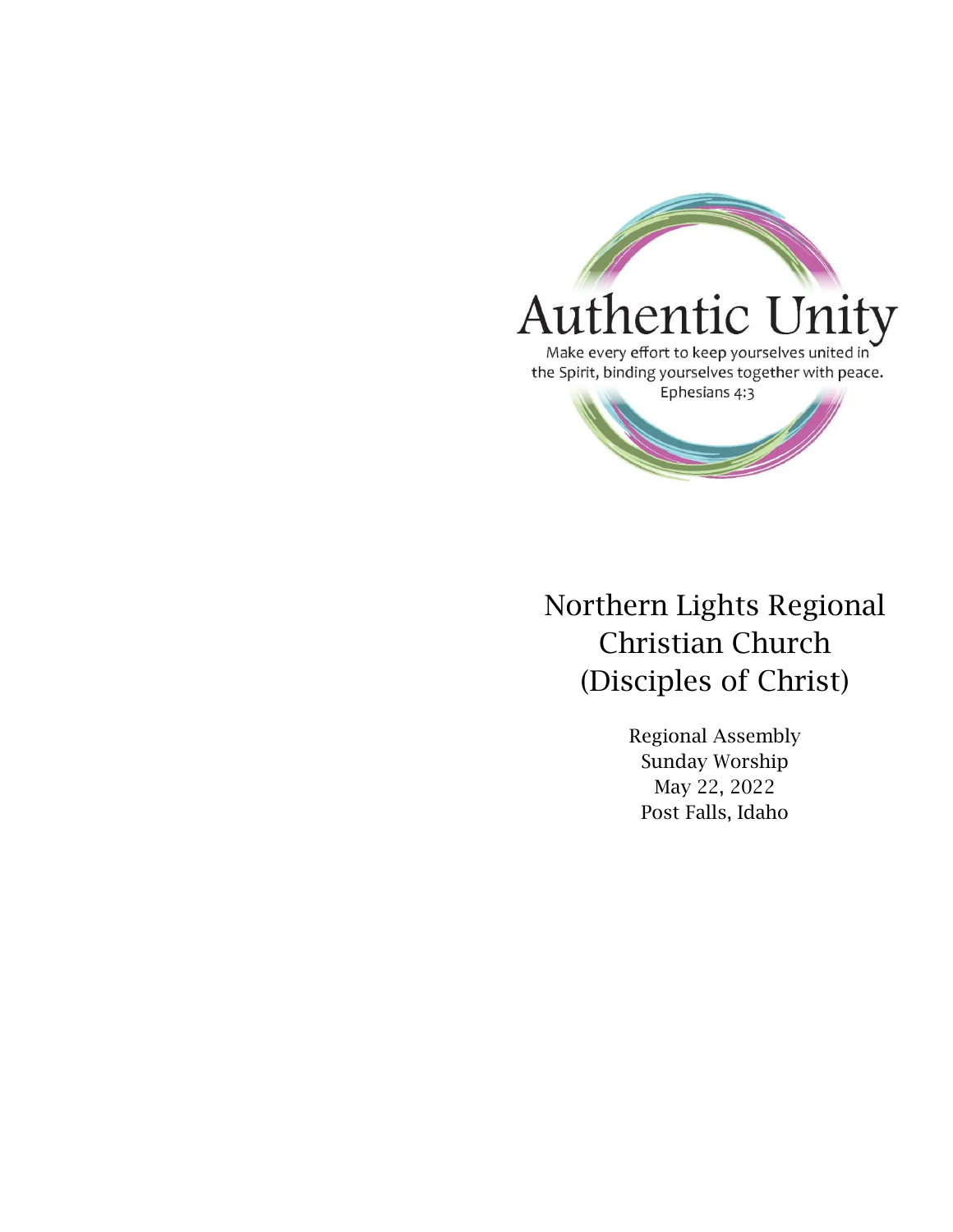# Authentic Unity

Make every effort to keep yourselves united in the Spirit, binding yourselves together with peace.
Ephesians 4:3

## Northern Lights Regional Christian Church (Disciples of Christ)

Regional Assembly
Sunday Worship
May 22, 2022
Post Falls, Idaho